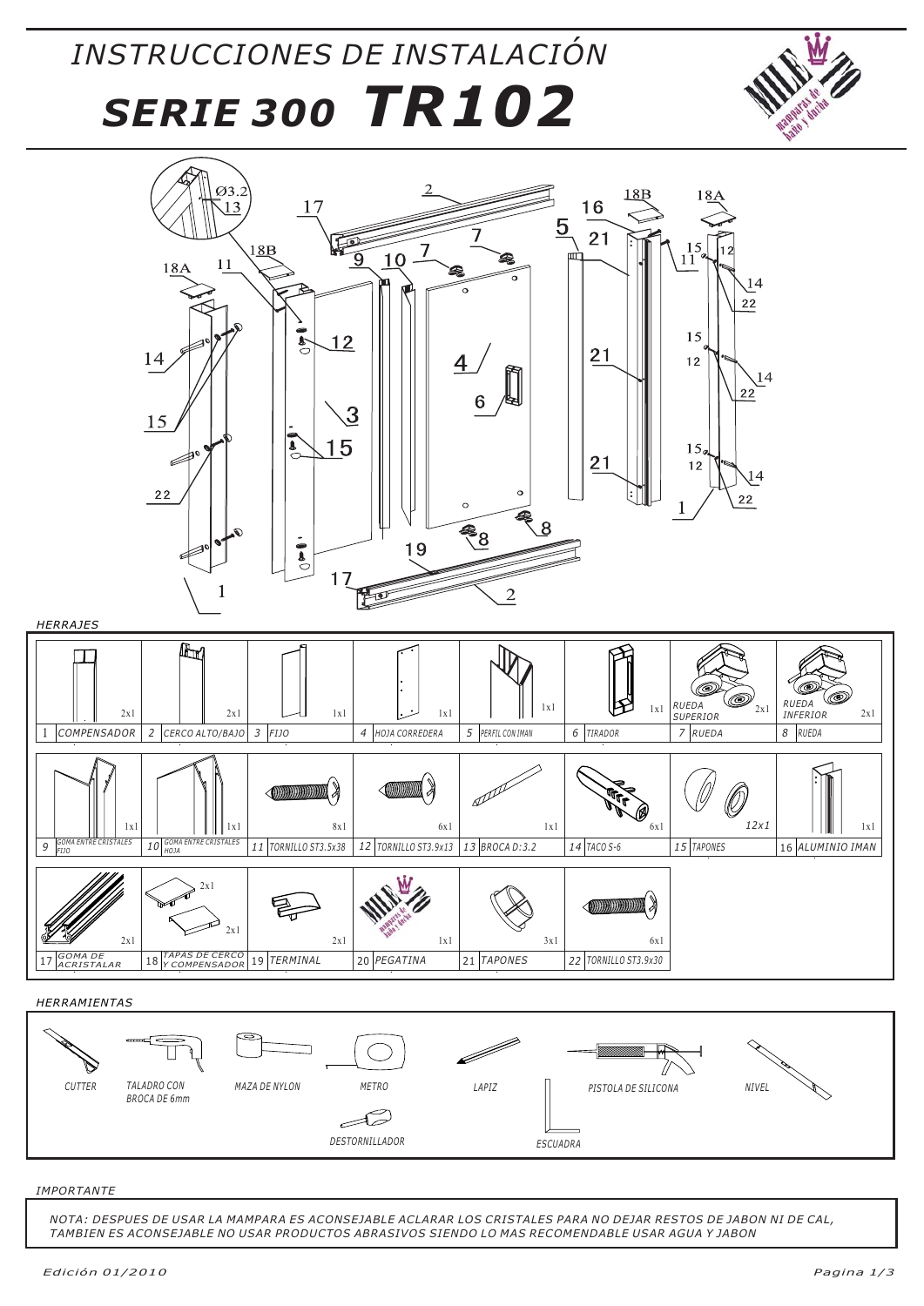# INSTRUCCIONES DE INSTALACIÓN

# SERIE 300 TR102

### HERRAJES

| Nº | Pieza | Cantidad |
|---|---|---|
| 1 | COMPENSADOR | 2x1 |
| 2 | CERCO ALTO/BAJO | 2x1 |
| 3 | FIJO | 1x1 |
| 4 | HOJA CORREDERA | 1x1 |
| 5 | PERFIL CON IMAN | 1x1 |
| 6 | TIRADOR | 1x1 |
| 7 | RUEDA (RUEDA SUPERIOR) | 2x1 |
| 8 | RUEDA (RUEDA INFERIOR) | 2x1 |
| 9 | GOMA ENTRE CRISTALES FIJO | 1x1 |
| 10 | GOMA ENTRE CRISTALES HOJA | 1x1 |
| 11 | TORNILLO ST3.5x38 | 8x1 |
| 12 | TORNILLO ST3.9x13 | 6x1 |
| 13 | BROCA D:3.2 | 1x1 |
| 14 | TACO S-6 | 6x1 |
| 15 | TAPONES | 12x1 |
| 16 | ALUMINIO IMAN | 1x1 |
| 17 | GOMA DE ACRISTALAR | 2x1 |
| 18 | TAPAS DE CERCO Y COMPENSADOR | 2x1 / 2x1 |
| 19 | TERMINAL | 2x1 |
| 20 | PEGATINA | 1x1 |
| 21 | TAPONES | 3x1 |
| 22 | TORNILLO ST3.9x30 | 6x1 |

### HERRAMIENTAS

- CUTTER
- TALADRO CON BROCA DE 6mm
- MAZA DE NYLON
- METRO
- DESTORNILLADOR
- LAPIZ
- ESCUADRA
- PISTOLA DE SILICONA
- NIVEL

### IMPORTANTE

NOTA: DESPUES DE USAR LA MAMPARA ES ACONSEJABLE ACLARAR LOS CRISTALES PARA NO DEJAR RESTOS DE JABON NI DE CAL, TAMBIEN ES ACONSEJABLE NO USAR PRODUCTOS ABRASIVOS SIENDO LO MAS RECOMENDABLE USAR AGUA Y JABON

*Edición 01/2010*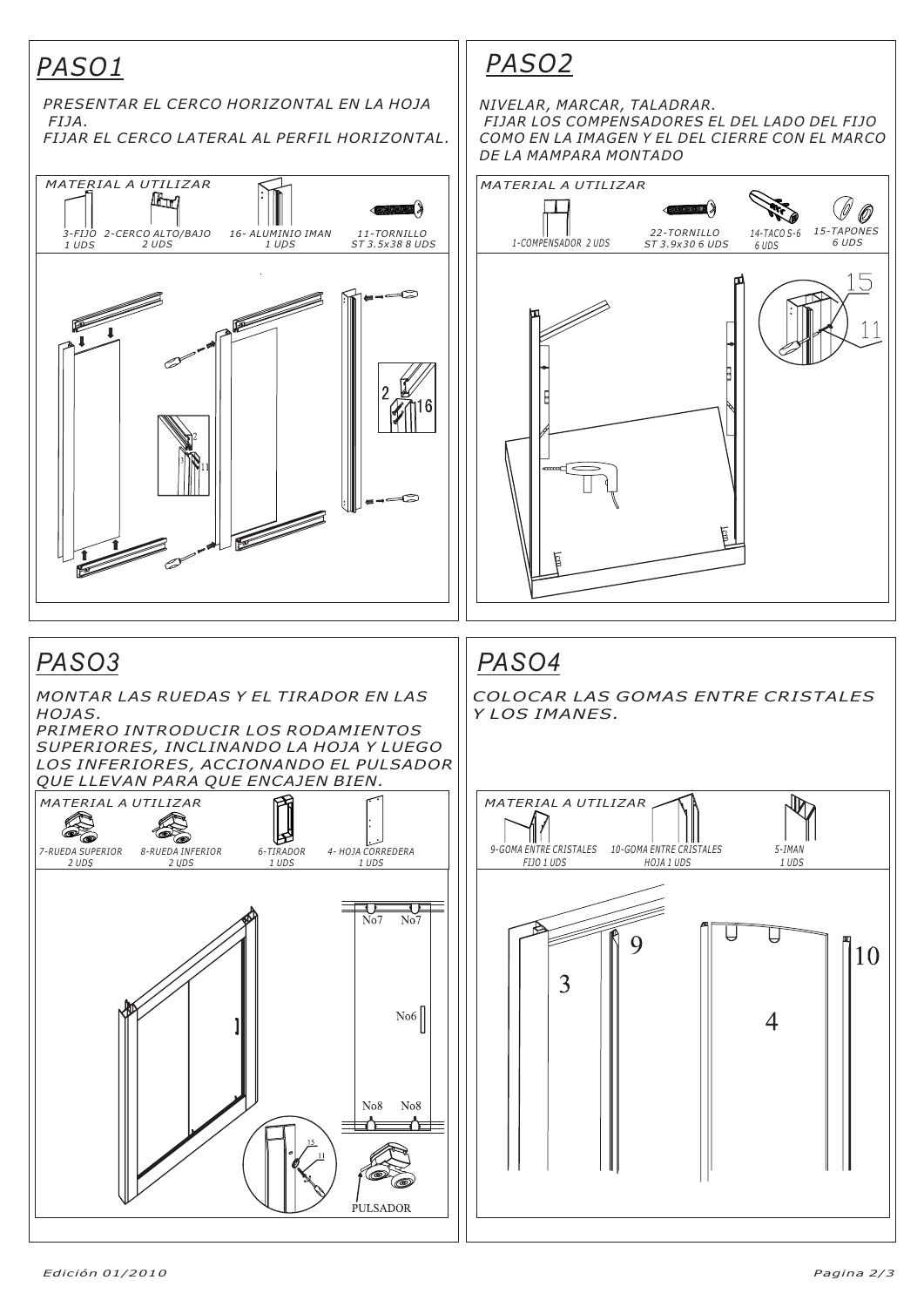## PASO1

PRESENTAR EL CERCO HORIZONTAL EN LA HOJA FIJA.
FIJAR EL CERCO LATERAL AL PERFIL HORIZONTAL.

MATERIAL A UTILIZAR

- 3-FIJO 1 UDS
- 2-CERCO ALTO/BAJO 2 UDS
- 16- ALUMINIO IMAN 1 UDS
- 11-TORNILLO ST 3.5x38 8 UDS

## PASO2

NIVELAR, MARCAR, TALADRAR.
FIJAR LOS COMPENSADORES EL DEL LADO DEL FIJO COMO EN LA IMAGEN Y EL DEL CIERRE CON EL MARCO DE LA MAMPARA MONTADO

MATERIAL A UTILIZAR

- 1-COMPENSADOR 2 UDS
- 22-TORNILLO ST 3.9x30 6 UDS
- 14-TACO S-6 6 UDS
- 15-TAPONES 6 UDS

## PASO3

MONTAR LAS RUEDAS Y EL TIRADOR EN LAS HOJAS.
PRIMERO INTRODUCIR LOS RODAMIENTOS SUPERIORES, INCLINANDO LA HOJA Y LUEGO LOS INFERIORES, ACCIONANDO EL PULSADOR QUE LLEVAN PARA QUE ENCAJEN BIEN.

MATERIAL A UTILIZAR

- 7-RUEDA SUPERIOR 2 UDS
- 8-RUEDA INFERIOR 2 UDS
- 6-TIRADOR 1 UDS
- 4- HOJA CORREDERA 1 UDS

PULSADOR

## PASO4

COLOCAR LAS GOMAS ENTRE CRISTALES Y LOS IMANES.

MATERIAL A UTILIZAR

- 9-GOMA ENTRE CRISTALES FIJO 1 UDS
- 10-GOMA ENTRE CRISTALES HOJA 1 UDS
- 5-IMAN 1 UDS

Edición 01/2010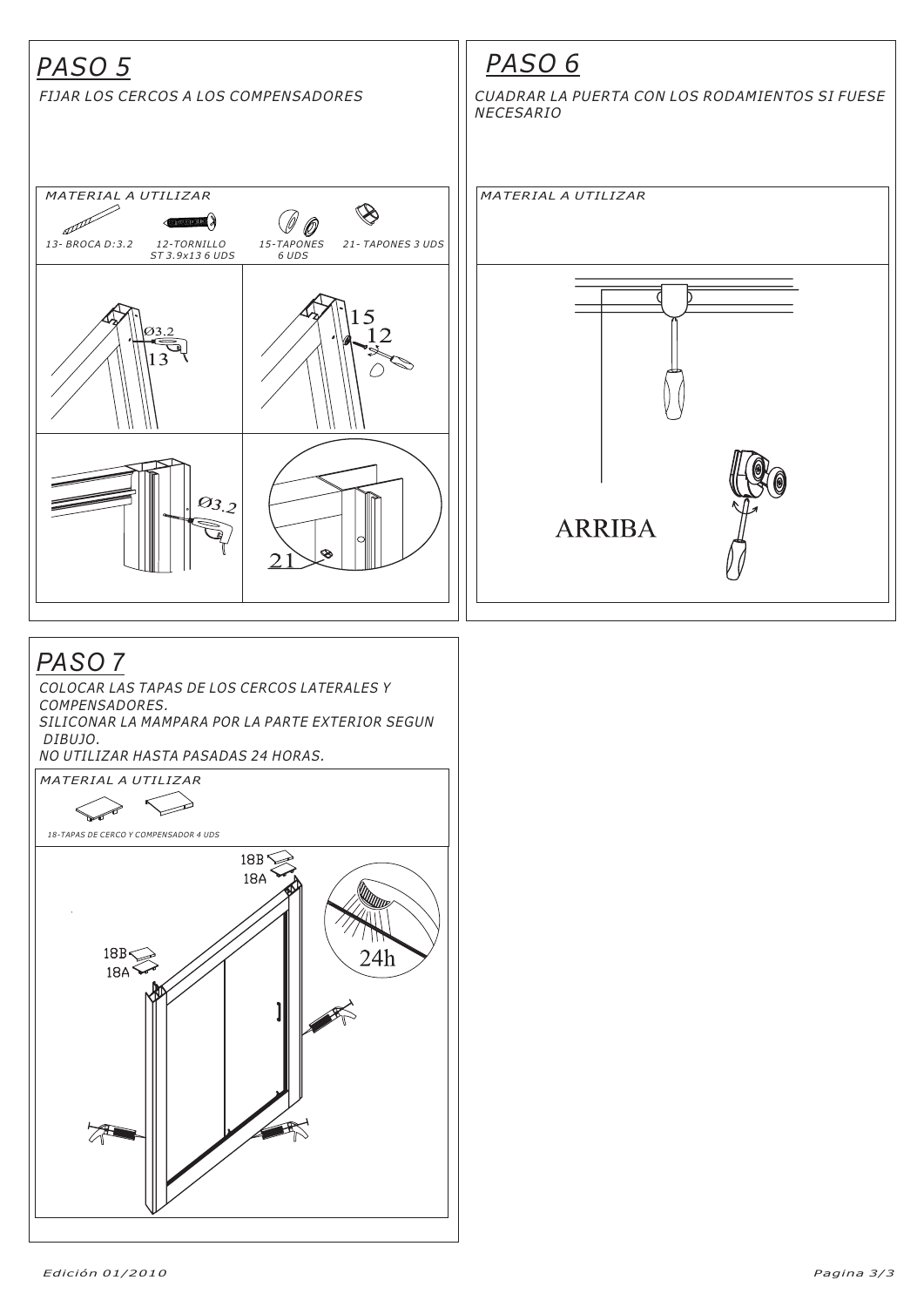## PASO 5

*FIJAR LOS CERCOS A LOS COMPENSADORES*

*MATERIAL A UTILIZAR*

13- BROCA D:3.2

12-TORNILLO ST 3.9x13 6 UDS

15-TAPONES 6 UDS

21- TAPONES 3 UDS

Ø3.2

13

15

12

Ø3.2

21

## PASO 6

*CUADRAR LA PUERTA CON LOS RODAMIENTOS SI FUESE NECESARIO*

*MATERIAL A UTILIZAR*

ARRIBA

## PASO 7

*COLOCAR LAS TAPAS DE LOS CERCOS LATERALES Y COMPENSADORES.*
*SILICONAR LA MAMPARA POR LA PARTE EXTERIOR SEGUN DIBUJO.*
*NO UTILIZAR HASTA PASADAS 24 HORAS.*

*MATERIAL A UTILIZAR*

18-TAPAS DE CERCO Y COMPENSADOR 4 UDS

18B

18A

18B

18A

24h

*Edición 01/2010*